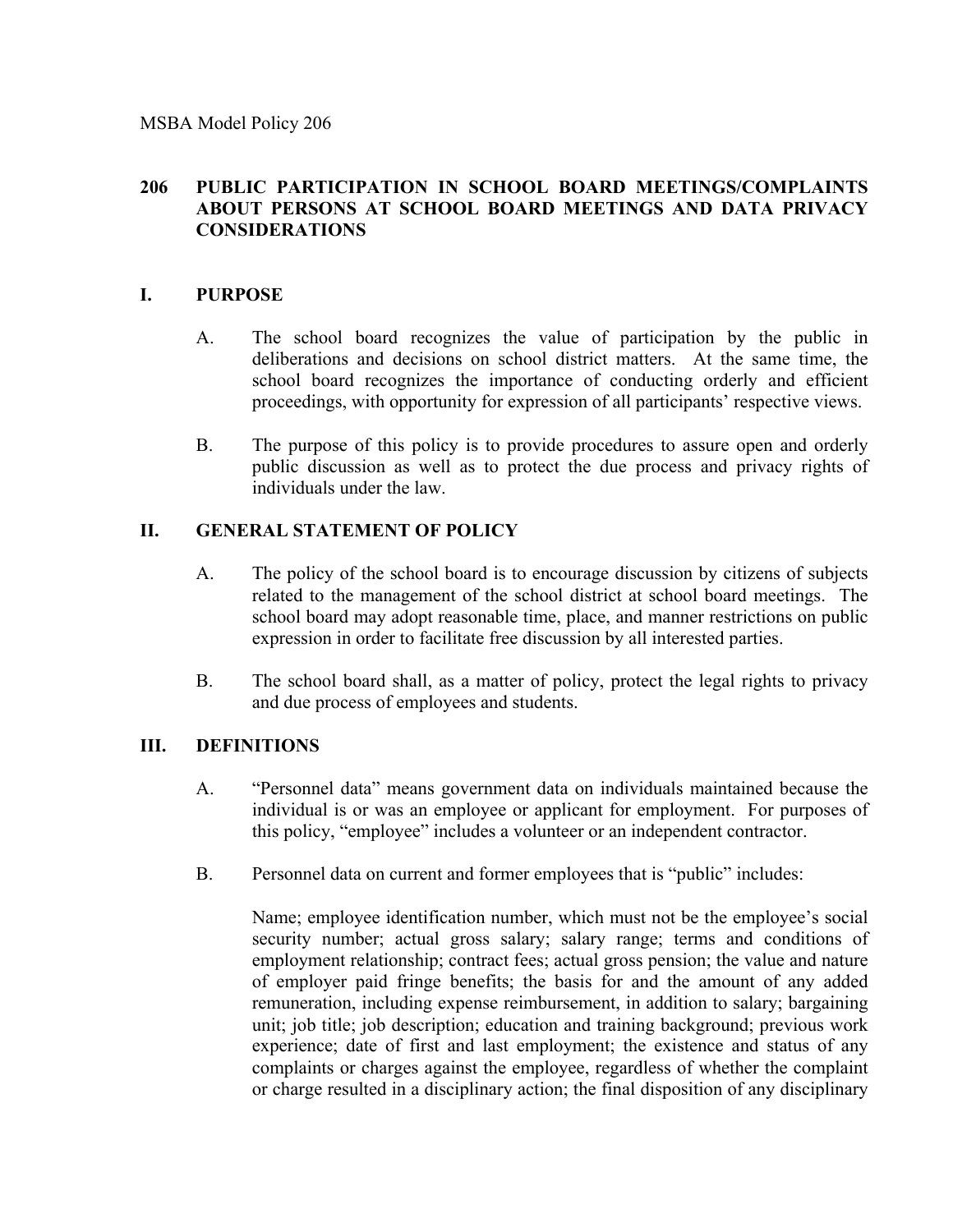MSBA Model Policy 206

# 206 PUBLIC PARTICIPATION IN SCHOOL BOARD MEETINGS/COMPLAINTS ABOUT PERSONS AT SCHOOL BOARD MEETINGS AND DATA PRIVACY CONSIDERATIONS

## I. PURPOSE

A. The school board recognizes the value of participation by the public in deliberations and decisions on school district matters. At the same time, the school board recognizes the importance of conducting orderly and efficient proceedings, with opportunity for expression of all participants' respective views.

B. The purpose of this policy is to provide procedures to assure open and orderly public discussion as well as to protect the due process and privacy rights of individuals under the law.

## II. GENERAL STATEMENT OF POLICY

A. The policy of the school board is to encourage discussion by citizens of subjects related to the management of the school district at school board meetings. The school board may adopt reasonable time, place, and manner restrictions on public expression in order to facilitate free discussion by all interested parties.

B. The school board shall, as a matter of policy, protect the legal rights to privacy and due process of employees and students.

## III. DEFINITIONS

A. "Personnel data" means government data on individuals maintained because the individual is or was an employee or applicant for employment. For purposes of this policy, "employee" includes a volunteer or an independent contractor.

B. Personnel data on current and former employees that is "public" includes:

Name; employee identification number, which must not be the employee's social security number; actual gross salary; salary range; terms and conditions of employment relationship; contract fees; actual gross pension; the value and nature of employer paid fringe benefits; the basis for and the amount of any added remuneration, including expense reimbursement, in addition to salary; bargaining unit; job title; job description; education and training background; previous work experience; date of first and last employment; the existence and status of any complaints or charges against the employee, regardless of whether the complaint or charge resulted in a disciplinary action; the final disposition of any disciplinary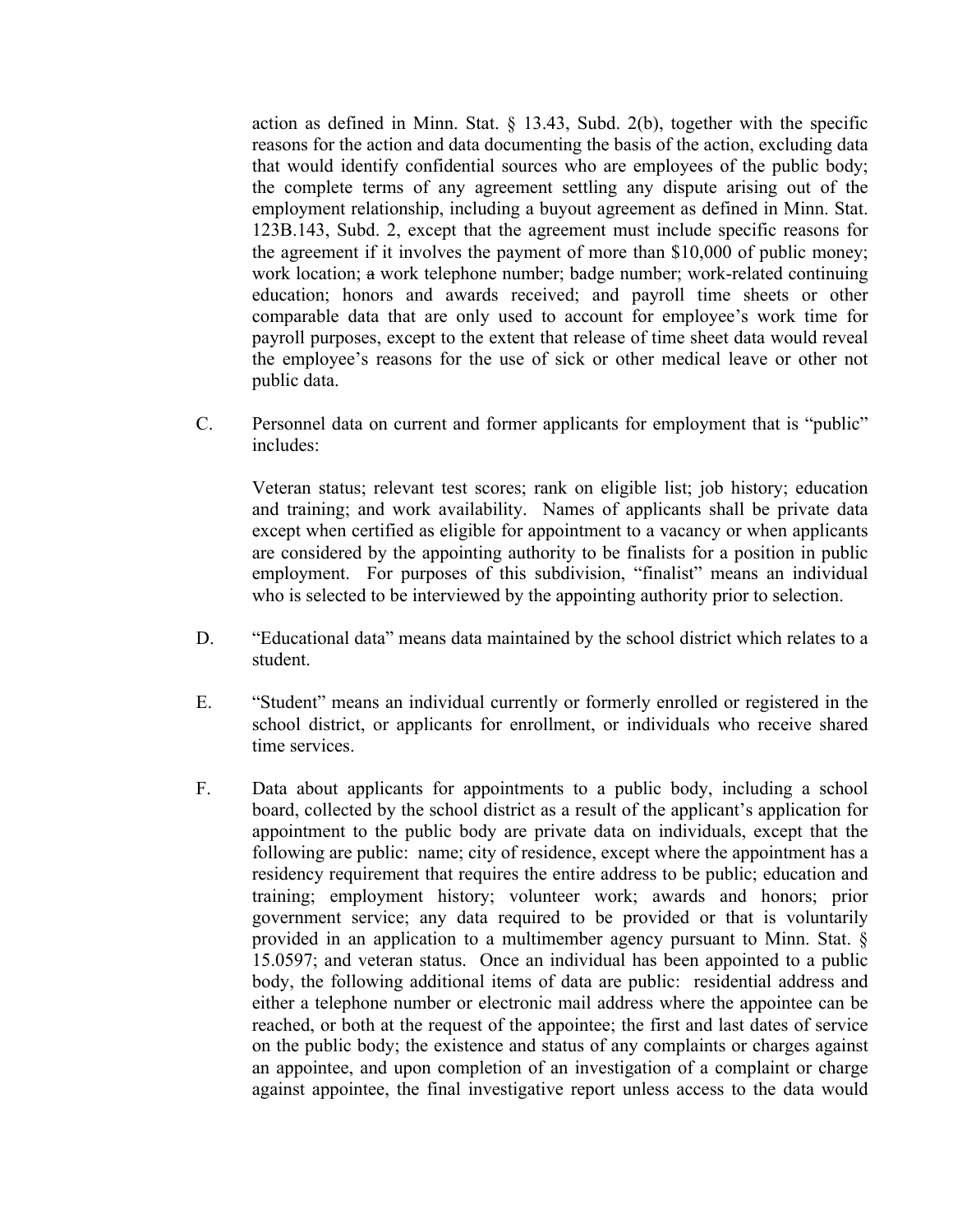action as defined in Minn. Stat. § 13.43, Subd. 2(b), together with the specific reasons for the action and data documenting the basis of the action, excluding data that would identify confidential sources who are employees of the public body; the complete terms of any agreement settling any dispute arising out of the employment relationship, including a buyout agreement as defined in Minn. Stat. 123B.143, Subd. 2, except that the agreement must include specific reasons for the agreement if it involves the payment of more than $10,000 of public money; work location; ~~a~~ work telephone number; badge number; work-related continuing education; honors and awards received; and payroll time sheets or other comparable data that are only used to account for employee's work time for payroll purposes, except to the extent that release of time sheet data would reveal the employee's reasons for the use of sick or other medical leave or other not public data.

C. Personnel data on current and former applicants for employment that is "public" includes:

   Veteran status; relevant test scores; rank on eligible list; job history; education and training; and work availability. Names of applicants shall be private data except when certified as eligible for appointment to a vacancy or when applicants are considered by the appointing authority to be finalists for a position in public employment. For purposes of this subdivision, "finalist" means an individual who is selected to be interviewed by the appointing authority prior to selection.

D. "Educational data" means data maintained by the school district which relates to a student.

E. "Student" means an individual currently or formerly enrolled or registered in the school district, or applicants for enrollment, or individuals who receive shared time services.

F. Data about applicants for appointments to a public body, including a school board, collected by the school district as a result of the applicant's application for appointment to the public body are private data on individuals, except that the following are public: name; city of residence, except where the appointment has a residency requirement that requires the entire address to be public; education and training; employment history; volunteer work; awards and honors; prior government service; any data required to be provided or that is voluntarily provided in an application to a multimember agency pursuant to Minn. Stat. § 15.0597; and veteran status. Once an individual has been appointed to a public body, the following additional items of data are public: residential address and either a telephone number or electronic mail address where the appointee can be reached, or both at the request of the appointee; the first and last dates of service on the public body; the existence and status of any complaints or charges against an appointee, and upon completion of an investigation of a complaint or charge against appointee, the final investigative report unless access to the data would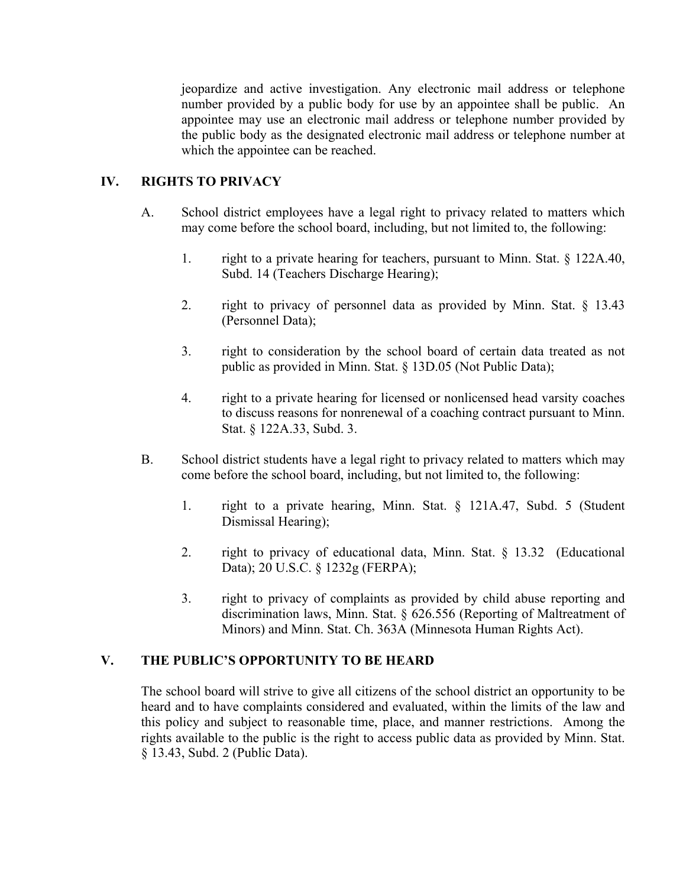jeopardize and active investigation. Any electronic mail address or telephone number provided by a public body for use by an appointee shall be public. An appointee may use an electronic mail address or telephone number provided by the public body as the designated electronic mail address or telephone number at which the appointee can be reached.

## IV. RIGHTS TO PRIVACY

A. School district employees have a legal right to privacy related to matters which may come before the school board, including, but not limited to, the following:

1. right to a private hearing for teachers, pursuant to Minn. Stat. § 122A.40, Subd. 14 (Teachers Discharge Hearing);

2. right to privacy of personnel data as provided by Minn. Stat. § 13.43 (Personnel Data);

3. right to consideration by the school board of certain data treated as not public as provided in Minn. Stat. § 13D.05 (Not Public Data);

4. right to a private hearing for licensed or nonlicensed head varsity coaches to discuss reasons for nonrenewal of a coaching contract pursuant to Minn. Stat. § 122A.33, Subd. 3.

B. School district students have a legal right to privacy related to matters which may come before the school board, including, but not limited to, the following:

1. right to a private hearing, Minn. Stat. § 121A.47, Subd. 5 (Student Dismissal Hearing);

2. right to privacy of educational data, Minn. Stat. § 13.32 (Educational Data); 20 U.S.C. § 1232g (FERPA);

3. right to privacy of complaints as provided by child abuse reporting and discrimination laws, Minn. Stat. § 626.556 (Reporting of Maltreatment of Minors) and Minn. Stat. Ch. 363A (Minnesota Human Rights Act).

## V. THE PUBLIC'S OPPORTUNITY TO BE HEARD

The school board will strive to give all citizens of the school district an opportunity to be heard and to have complaints considered and evaluated, within the limits of the law and this policy and subject to reasonable time, place, and manner restrictions. Among the rights available to the public is the right to access public data as provided by Minn. Stat. § 13.43, Subd. 2 (Public Data).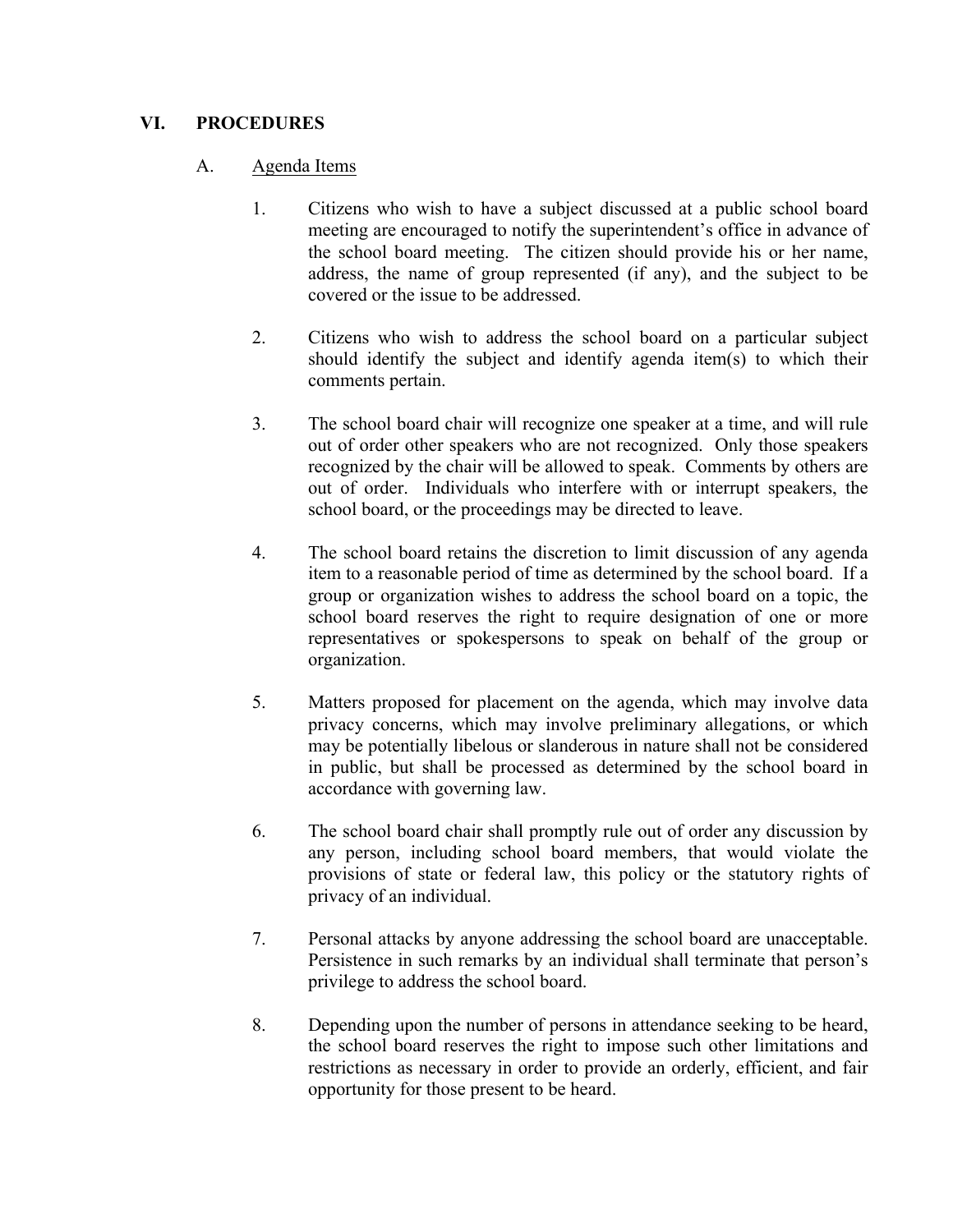## VI. PROCEDURES

### A. Agenda Items

1. Citizens who wish to have a subject discussed at a public school board meeting are encouraged to notify the superintendent's office in advance of the school board meeting. The citizen should provide his or her name, address, the name of group represented (if any), and the subject to be covered or the issue to be addressed.

2. Citizens who wish to address the school board on a particular subject should identify the subject and identify agenda item(s) to which their comments pertain.

3. The school board chair will recognize one speaker at a time, and will rule out of order other speakers who are not recognized. Only those speakers recognized by the chair will be allowed to speak. Comments by others are out of order. Individuals who interfere with or interrupt speakers, the school board, or the proceedings may be directed to leave.

4. The school board retains the discretion to limit discussion of any agenda item to a reasonable period of time as determined by the school board. If a group or organization wishes to address the school board on a topic, the school board reserves the right to require designation of one or more representatives or spokespersons to speak on behalf of the group or organization.

5. Matters proposed for placement on the agenda, which may involve data privacy concerns, which may involve preliminary allegations, or which may be potentially libelous or slanderous in nature shall not be considered in public, but shall be processed as determined by the school board in accordance with governing law.

6. The school board chair shall promptly rule out of order any discussion by any person, including school board members, that would violate the provisions of state or federal law, this policy or the statutory rights of privacy of an individual.

7. Personal attacks by anyone addressing the school board are unacceptable. Persistence in such remarks by an individual shall terminate that person's privilege to address the school board.

8. Depending upon the number of persons in attendance seeking to be heard, the school board reserves the right to impose such other limitations and restrictions as necessary in order to provide an orderly, efficient, and fair opportunity for those present to be heard.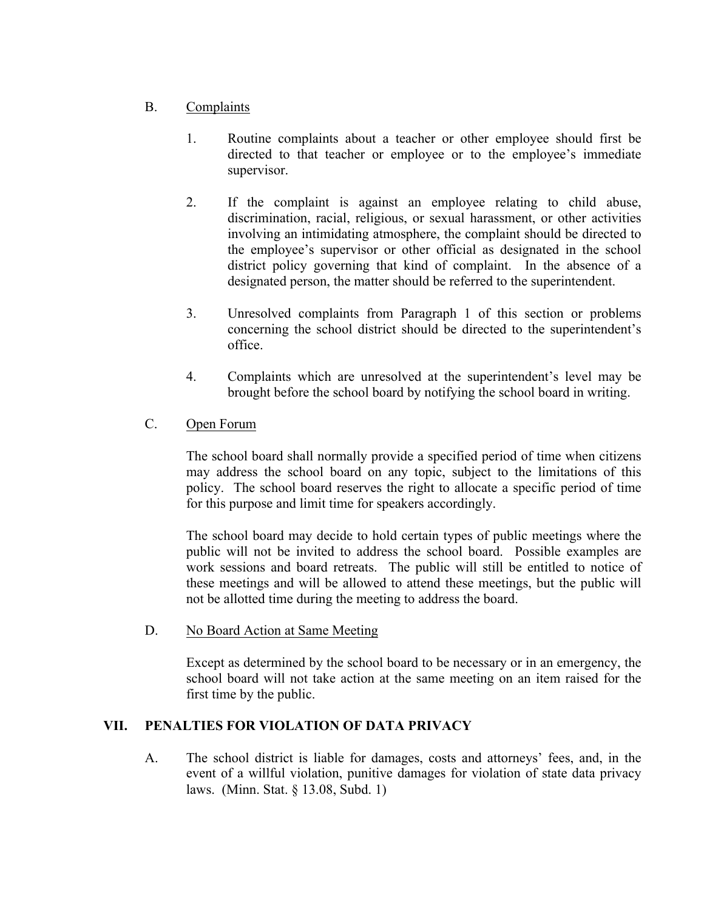B. Complaints

1. Routine complaints about a teacher or other employee should first be directed to that teacher or employee or to the employee's immediate supervisor.

2. If the complaint is against an employee relating to child abuse, discrimination, racial, religious, or sexual harassment, or other activities involving an intimidating atmosphere, the complaint should be directed to the employee's supervisor or other official as designated in the school district policy governing that kind of complaint. In the absence of a designated person, the matter should be referred to the superintendent.

3. Unresolved complaints from Paragraph 1 of this section or problems concerning the school district should be directed to the superintendent's office.

4. Complaints which are unresolved at the superintendent's level may be brought before the school board by notifying the school board in writing.

C. Open Forum

The school board shall normally provide a specified period of time when citizens may address the school board on any topic, subject to the limitations of this policy. The school board reserves the right to allocate a specific period of time for this purpose and limit time for speakers accordingly.

The school board may decide to hold certain types of public meetings where the public will not be invited to address the school board. Possible examples are work sessions and board retreats. The public will still be entitled to notice of these meetings and will be allowed to attend these meetings, but the public will not be allotted time during the meeting to address the board.

D. No Board Action at Same Meeting

Except as determined by the school board to be necessary or in an emergency, the school board will not take action at the same meeting on an item raised for the first time by the public.

## VII. PENALTIES FOR VIOLATION OF DATA PRIVACY

A. The school district is liable for damages, costs and attorneys' fees, and, in the event of a willful violation, punitive damages for violation of state data privacy laws. (Minn. Stat. § 13.08, Subd. 1)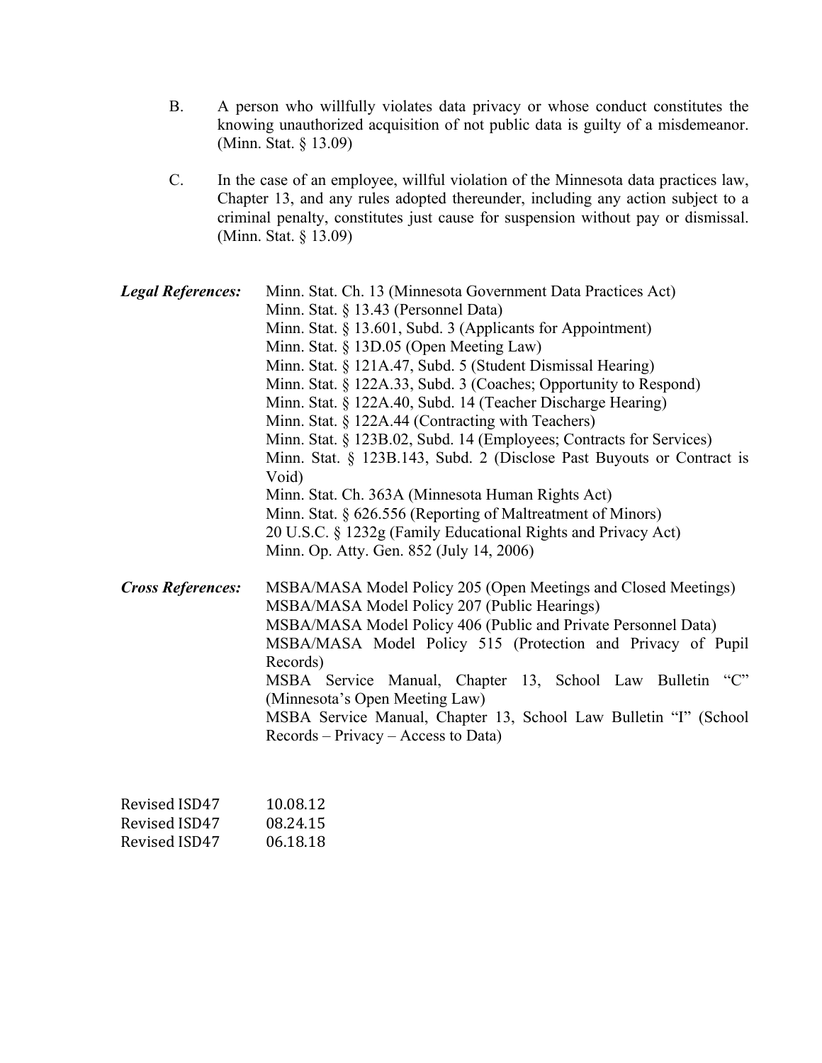B. A person who willfully violates data privacy or whose conduct constitutes the knowing unauthorized acquisition of not public data is guilty of a misdemeanor. (Minn. Stat. § 13.09)

C. In the case of an employee, willful violation of the Minnesota data practices law, Chapter 13, and any rules adopted thereunder, including any action subject to a criminal penalty, constitutes just cause for suspension without pay or dismissal. (Minn. Stat. § 13.09)

***Legal References:***

Minn. Stat. Ch. 13 (Minnesota Government Data Practices Act)
Minn. Stat. § 13.43 (Personnel Data)
Minn. Stat. § 13.601, Subd. 3 (Applicants for Appointment)
Minn. Stat. § 13D.05 (Open Meeting Law)
Minn. Stat. § 121A.47, Subd. 5 (Student Dismissal Hearing)
Minn. Stat. § 122A.33, Subd. 3 (Coaches; Opportunity to Respond)
Minn. Stat. § 122A.40, Subd. 14 (Teacher Discharge Hearing)
Minn. Stat. § 122A.44 (Contracting with Teachers)
Minn. Stat. § 123B.02, Subd. 14 (Employees; Contracts for Services)
Minn. Stat. § 123B.143, Subd. 2 (Disclose Past Buyouts or Contract is Void)
Minn. Stat. Ch. 363A (Minnesota Human Rights Act)
Minn. Stat. § 626.556 (Reporting of Maltreatment of Minors)
20 U.S.C. § 1232g (Family Educational Rights and Privacy Act)
Minn. Op. Atty. Gen. 852 (July 14, 2006)

***Cross References:***

MSBA/MASA Model Policy 205 (Open Meetings and Closed Meetings)
MSBA/MASA Model Policy 207 (Public Hearings)
MSBA/MASA Model Policy 406 (Public and Private Personnel Data)
MSBA/MASA Model Policy 515 (Protection and Privacy of Pupil Records)
MSBA Service Manual, Chapter 13, School Law Bulletin "C" (Minnesota's Open Meeting Law)
MSBA Service Manual, Chapter 13, School Law Bulletin "I" (School Records – Privacy – Access to Data)

Revised ISD47 10.08.12
Revised ISD47 08.24.15
Revised ISD47 06.18.18